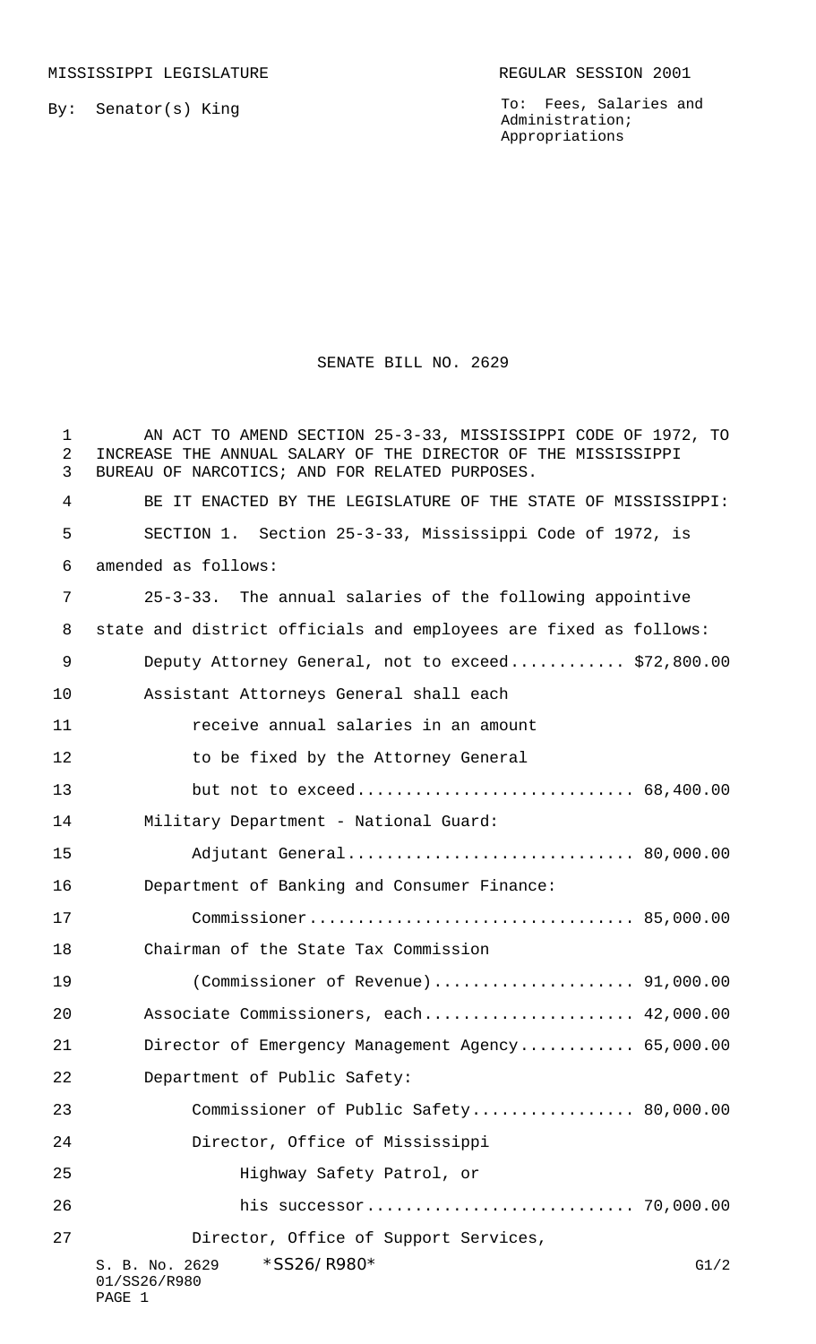MISSISSIPPI LEGISLATURE REGULAR SESSION 2001

By: Senator(s) King

To: Fees, Salaries and Administration; Appropriations

# SENATE BILL NO. 2629

AN ACT TO AMEND SECTION 25-3-33, MISSISSIPPI CODE OF 1972, TO INCREASE THE ANNUAL SALARY OF THE DIRECTOR OF THE MISSISSIPPI BUREAU OF NARCOTICS; AND FOR RELATED PURPOSES.

BE IT ENACTED BY THE LEGISLATURE OF THE STATE OF MISSISSIPPI:

SECTION 1. Section 25-3-33, Mississippi Code of 1972, is amended as follows:

25-3-33. The annual salaries of the following appointive state and district officials and employees are fixed as follows:

Deputy Attorney General, not to exceed............ $72,800.00

Assistant Attorneys General shall each receive annual salaries in an amount to be fixed by the Attorney General but not to exceed............................ 68,400.00

Military Department - National Guard:

Adjutant General............................. 80,000.00

Department of Banking and Consumer Finance:

Commissioner.................................. 85,000.00

Chairman of the State Tax Commission (Commissioner of Revenue)..................... 91,000.00

Associate Commissioners, each...................... 42,000.00

Director of Emergency Management Agency............ 65,000.00

Department of Public Safety:

Commissioner of Public Safety................. 80,000.00

Director, Office of Mississippi Highway Safety Patrol, or his successor............................ 70,000.00

Director, Office of Support Services,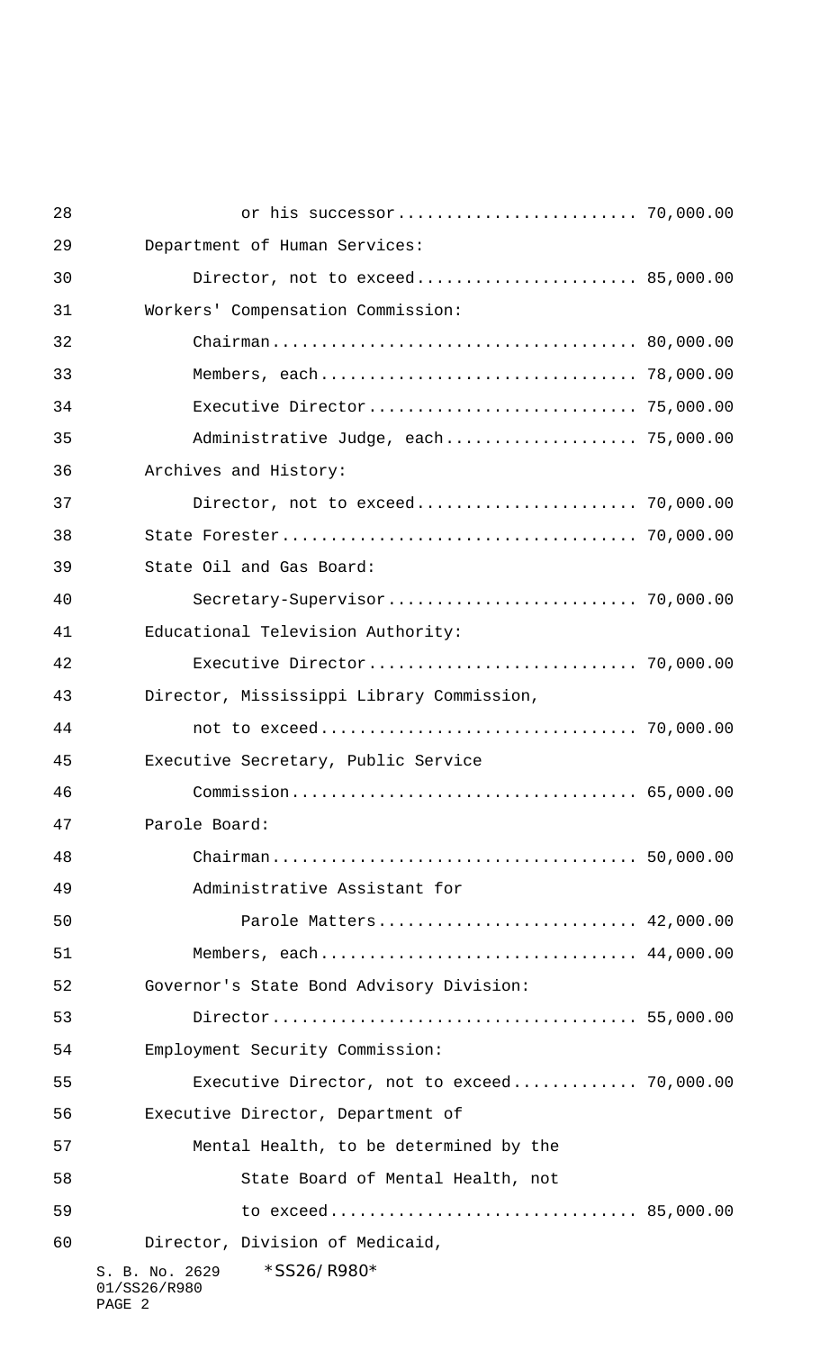or his successor........................ 70,000.00

Department of Human Services:

Director, not to exceed...................... 85,000.00

Workers' Compensation Commission:

Chairman..................................... 80,000.00

Members, each................................ 78,000.00

Executive Director........................... 75,000.00

Administrative Judge, each................... 75,000.00

Archives and History:

Director, not to exceed...................... 70,000.00

State Forester.................................... 70,000.00

State Oil and Gas Board:

Secretary-Supervisor......................... 70,000.00

Educational Television Authority:

Executive Director........................... 70,000.00

Director, Mississippi Library Commission,

not to exceed................................ 70,000.00

Executive Secretary, Public Service

Commission................................... 65,000.00

Parole Board:

Chairman..................................... 50,000.00

Administrative Assistant for

Parole Matters.......................... 42,000.00

Members, each................................ 44,000.00

Governor's State Bond Advisory Division:

Director..................................... 55,000.00

Employment Security Commission:

Executive Director, not to exceed............ 70,000.00

Executive Director, Department of

Mental Health, to be determined by the

State Board of Mental Health, not

to exceed............................... 85,000.00

Director, Division of Medicaid,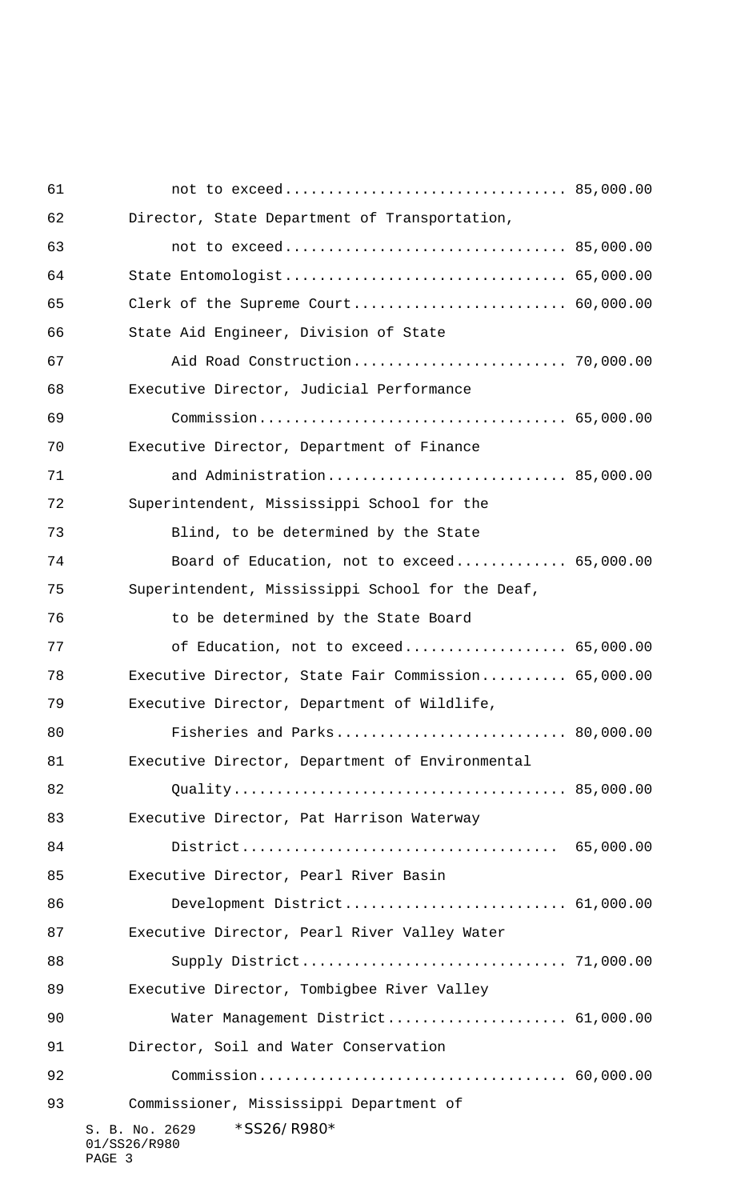not to exceed................................ 85,000.00

Director, State Department of Transportation,

not to exceed................................ 85,000.00

State Entomologist................................ 65,000.00

Clerk of the Supreme Court........................ 60,000.00

State Aid Engineer, Division of State

Aid Road Construction........................ 70,000.00

Executive Director, Judicial Performance

Commission................................... 65,000.00

Executive Director, Department of Finance

and Administration........................... 85,000.00

Superintendent, Mississippi School for the

Blind, to be determined by the State

Board of Education, not to exceed............ 65,000.00

Superintendent, Mississippi School for the Deaf,

to be determined by the State Board

of Education, not to exceed.................. 65,000.00

Executive Director, State Fair Commission.......... 65,000.00

Executive Director, Department of Wildlife,

Fisheries and Parks.......................... 80,000.00

Executive Director, Department of Environmental

Quality...................................... 85,000.00

Executive Director, Pat Harrison Waterway

District.................................... 65,000.00

Executive Director, Pearl River Basin

Development District......................... 61,000.00

Executive Director, Pearl River Valley Water

Supply District.............................. 71,000.00

Executive Director, Tombigbee River Valley

Water Management District.................... 61,000.00

Director, Soil and Water Conservation

Commission................................... 60,000.00

Commissioner, Mississippi Department of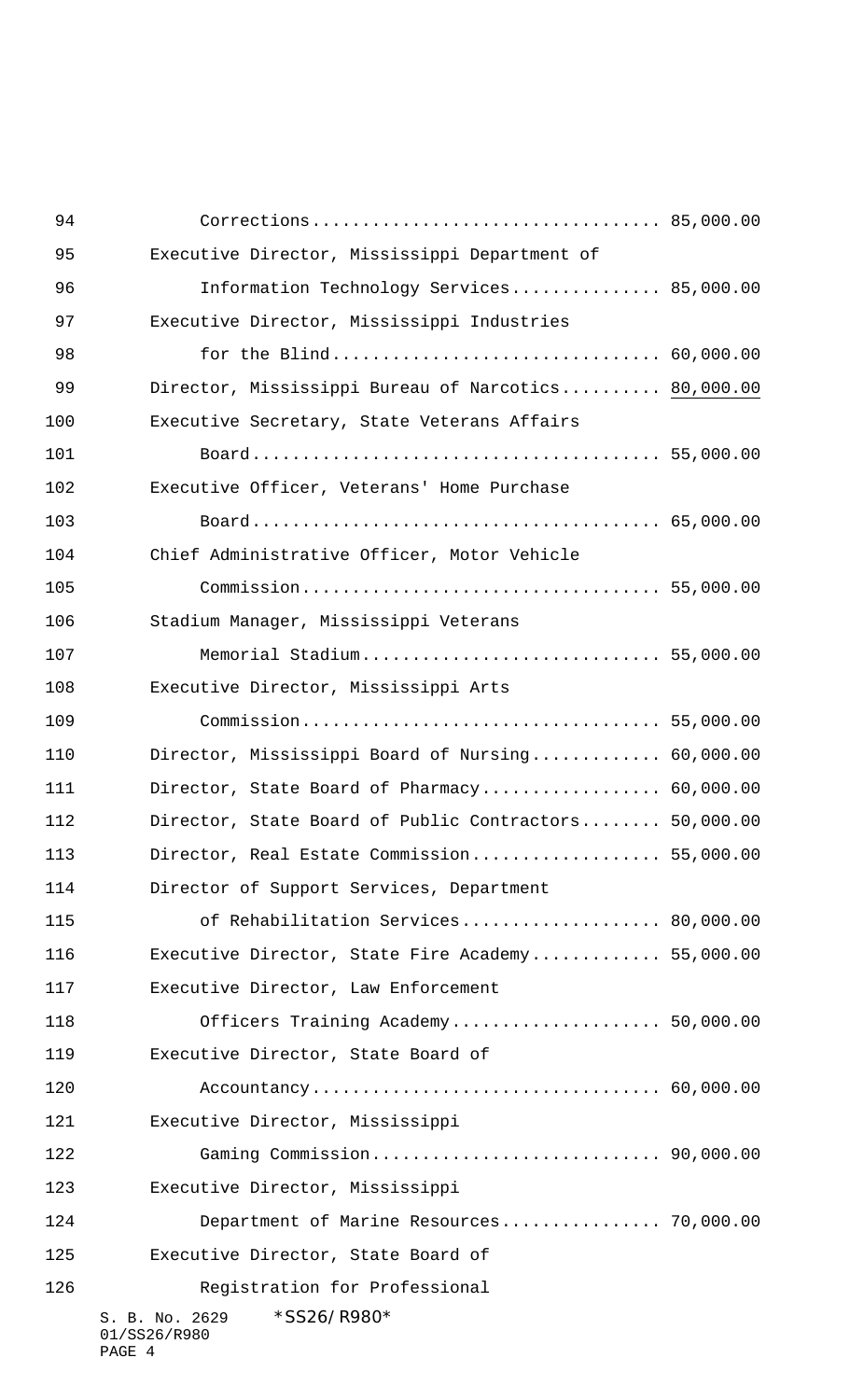Corrections.................................. 85,000.00

Executive Director, Mississippi Department of
Information Technology Services.............. 85,000.00

Executive Director, Mississippi Industries
for the Blind................................ 60,000.00

Director, Mississippi Bureau of Narcotics.......... 80,000.00

Executive Secretary, State Veterans Affairs
Board........................................ 55,000.00

Executive Officer, Veterans' Home Purchase
Board........................................ 65,000.00

Chief Administrative Officer, Motor Vehicle
Commission................................... 55,000.00

Stadium Manager, Mississippi Veterans
Memorial Stadium............................. 55,000.00

Executive Director, Mississippi Arts
Commission................................... 55,000.00

Director, Mississippi Board of Nursing............. 60,000.00

Director, State Board of Pharmacy.................. 60,000.00

Director, State Board of Public Contractors........ 50,000.00

Director, Real Estate Commission................... 55,000.00

Director of Support Services, Department
of Rehabilitation Services................... 80,000.00

Executive Director, State Fire Academy............. 55,000.00

Executive Director, Law Enforcement
Officers Training Academy.................... 50,000.00

Executive Director, State Board of
Accountancy.................................. 60,000.00

Executive Director, Mississippi
Gaming Commission............................ 90,000.00

Executive Director, Mississippi
Department of Marine Resources............... 70,000.00

Executive Director, State Board of
Registration for Professional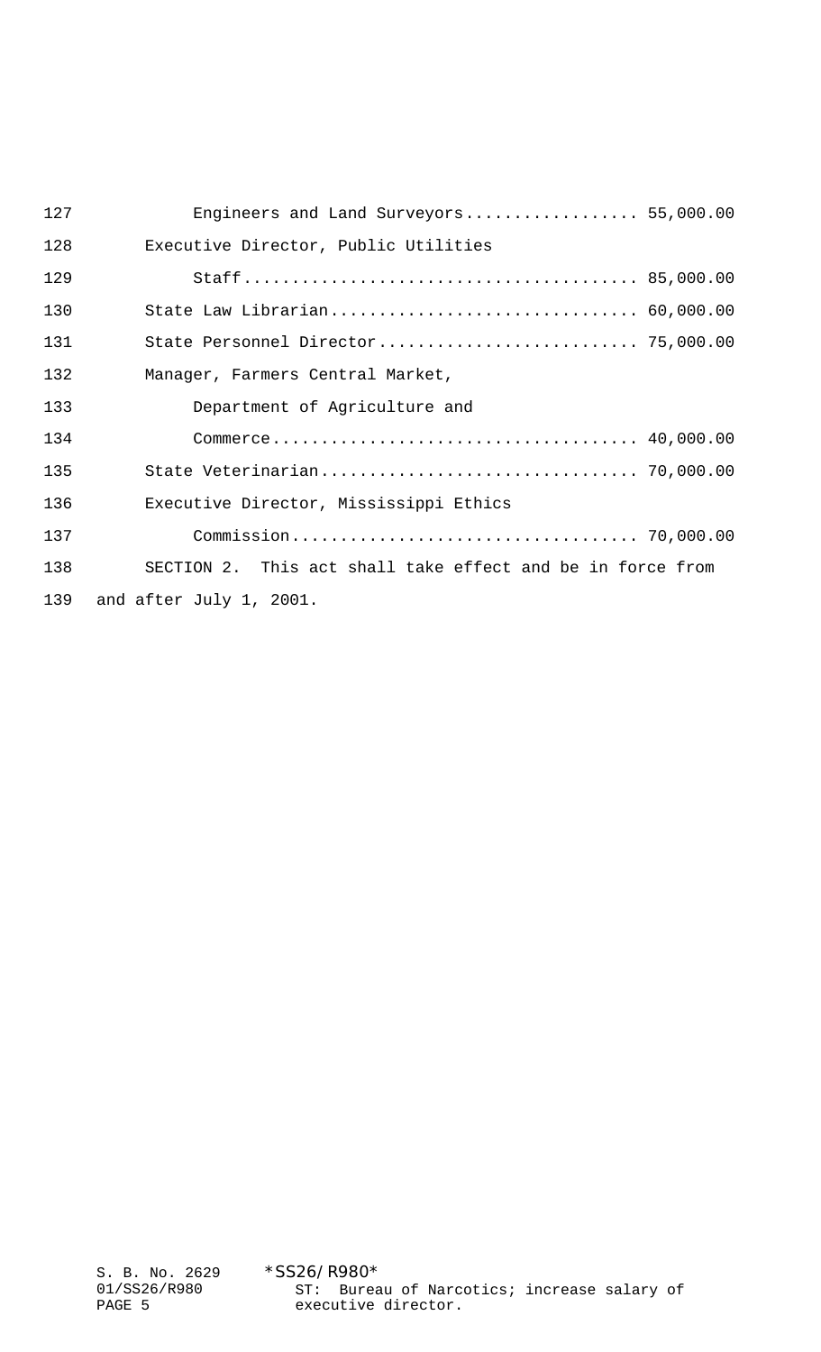Engineers and Land Surveyors.................. 55,000.00

Executive Director, Public Utilities

Staff........................................ 85,000.00

State Law Librarian............................... 60,000.00

State Personnel Director........................... 75,000.00

Manager, Farmers Central Market,

Department of Agriculture and

Commerce..................................... 40,000.00

State Veterinarian................................ 70,000.00

Executive Director, Mississippi Ethics

Commission................................... 70,000.00

SECTION 2. This act shall take effect and be in force from and after July 1, 2001.